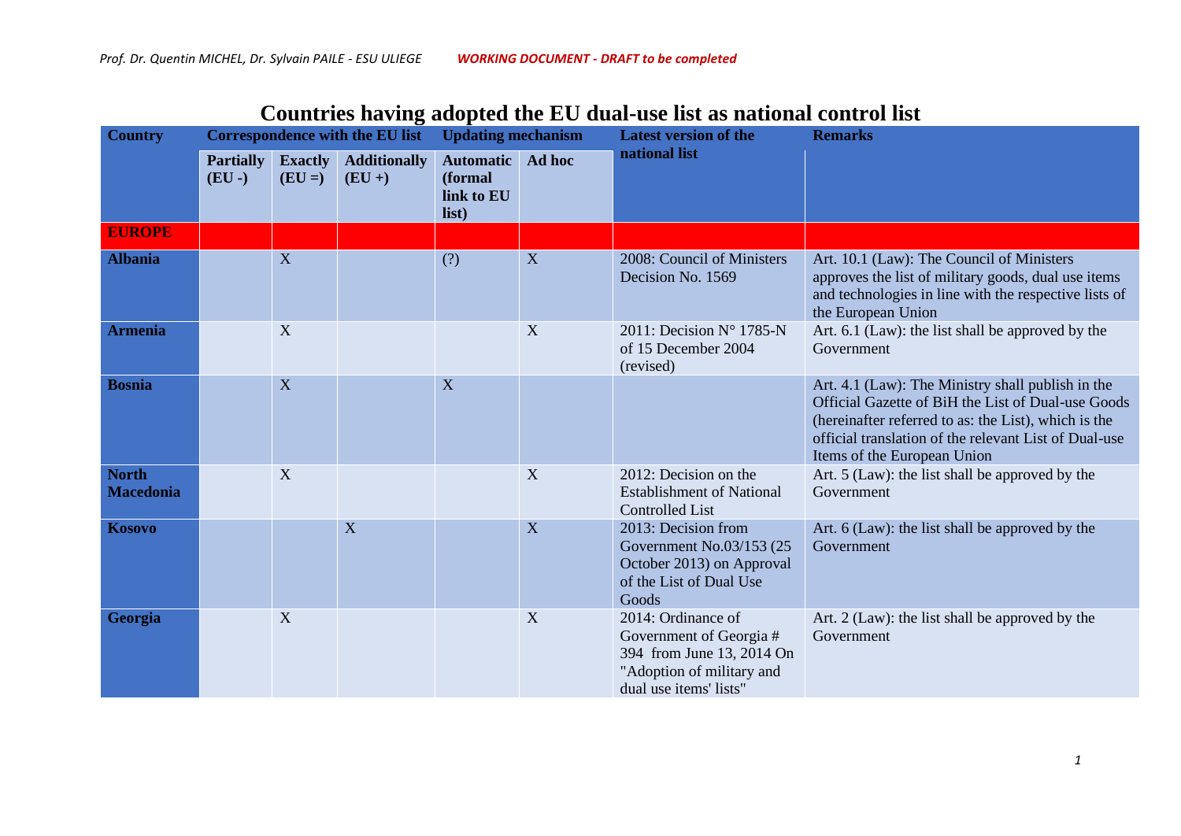# Countries having adopted the EU dual-use list as national control list

| Country | Correspondence with the EU list | | | Updating mechanism | | Latest version of the national list | Remarks |
|---|---|---|---|---|---|---|---|
| | Partially (EU -) | Exactly (EU =) | Additionally (EU +) | Automatic (formal link to EU list) | Ad hoc | | |
| **EUROPE** | | | | | | | |
| **Albania** | | X | | (?) | X | 2008: Council of Ministers Decision No. 1569 | Art. 10.1 (Law): The Council of Ministers approves the list of military goods, dual use items and technologies in line with the respective lists of the European Union |
| **Armenia** | | X | | | X | 2011: Decision N° 1785-N of 15 December 2004 (revised) | Art. 6.1 (Law): the list shall be approved by the Government |
| **Bosnia** | | X | | X | | | Art. 4.1 (Law): The Ministry shall publish in the Official Gazette of BiH the List of Dual-use Goods (hereinafter referred to as: the List), which is the official translation of the relevant List of Dual-use Items of the European Union |
| **North Macedonia** | | X | | | X | 2012: Decision on the Establishment of National Controlled List | Art. 5 (Law): the list shall be approved by the Government |
| **Kosovo** | | | X | | X | 2013: Decision from Government No.03/153 (25 October 2013) on Approval of the List of Dual Use Goods | Art. 6 (Law): the list shall be approved by the Government |
| **Georgia** | | X | | | X | 2014: Ordinance of Government of Georgia # 394 from June 13, 2014 On "Adoption of military and dual use items' lists" | Art. 2 (Law): the list shall be approved by the Government |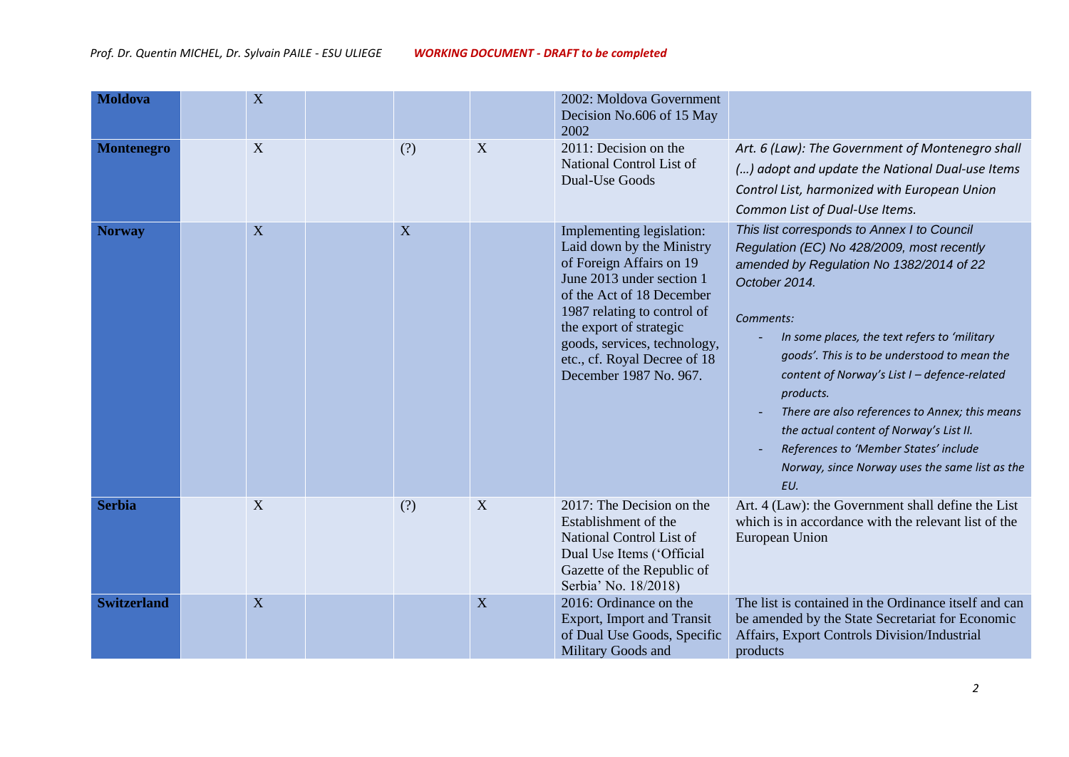| | | | | | | | |
|---|---|---|---|---|---|---|---|
| **Moldova** | | X | | | | 2002: Moldova Government Decision No.606 of 15 May 2002 | |
| **Montenegro** | | X | | (?) | X | 2011: Decision on the National Control List of Dual-Use Goods | *Art. 6 (Law): The Government of Montenegro shall (…) adopt and update the National Dual-use Items Control List, harmonized with European Union Common List of Dual-Use Items.* |
| **Norway** | | X | | X | | Implementing legislation: Laid down by the Ministry of Foreign Affairs on 19 June 2013 under section 1 of the Act of 18 December 1987 relating to control of the export of strategic goods, services, technology, etc., cf. Royal Decree of 18 December 1987 No. 967. | *This list corresponds to Annex I to Council Regulation (EC) No 428/2009, most recently amended by Regulation No 1382/2014 of 22 October 2014.*<br><br>*Comments:*<br>- *In some places, the text refers to 'military goods'. This is to be understood to mean the content of Norway's List I – defence-related products.*<br>- *There are also references to Annex; this means the actual content of Norway's List II.*<br>- *References to 'Member States' include Norway, since Norway uses the same list as the EU.* |
| **Serbia** | | X | | (?) | X | 2017: The Decision on the Establishment of the National Control List of Dual Use Items ('Official Gazette of the Republic of Serbia' No. 18/2018) | Art. 4 (Law): the Government shall define the List which is in accordance with the relevant list of the European Union |
| **Switzerland** | | X | | | X | 2016: Ordinance on the Export, Import and Transit of Dual Use Goods, Specific Military Goods and | The list is contained in the Ordinance itself and can be amended by the State Secretariat for Economic Affairs, Export Controls Division/Industrial products |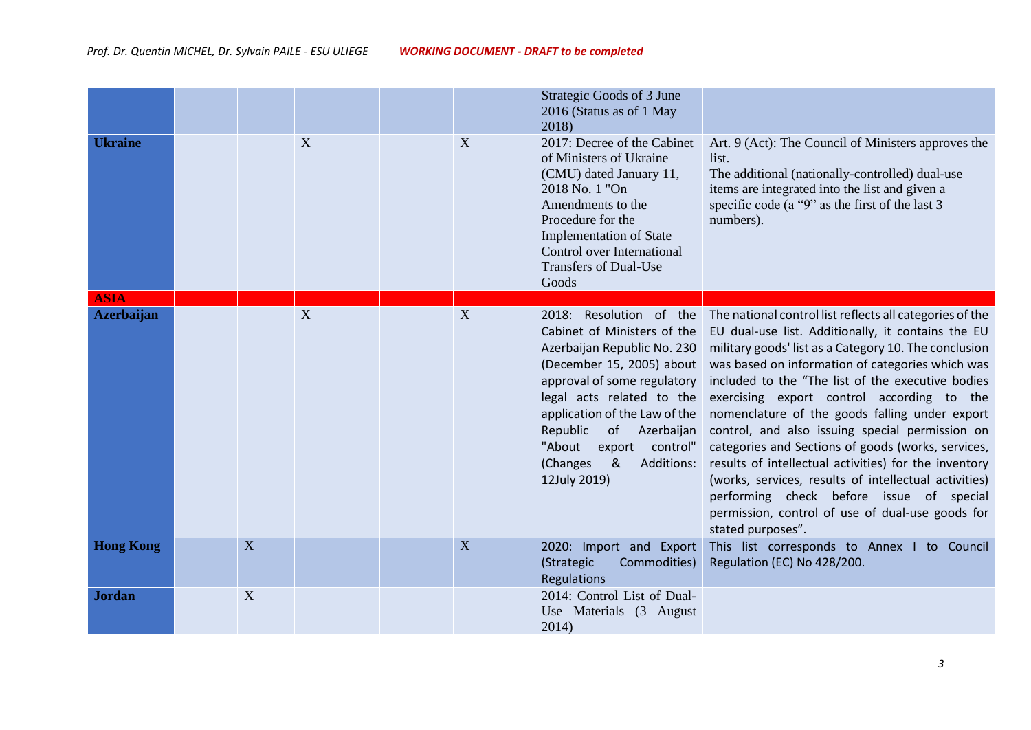| | | | | | | | |
|---|---|---|---|---|---|---|---|
| | | | | | | Strategic Goods of 3 June 2016 (Status as of 1 May 2018) | |
| **Ukraine** | | | X | | X | 2017: Decree of the Cabinet of Ministers of Ukraine (CMU) dated January 11, 2018 No. 1 "On Amendments to the Procedure for the Implementation of State Control over International Transfers of Dual-Use Goods | Art. 9 (Act): The Council of Ministers approves the list.<br>The additional (nationally-controlled) dual-use items are integrated into the list and given a specific code (a "9" as the first of the last 3 numbers). |
| **ASIA** | | | | | | | |
| **Azerbaijan** | | | X | | X | 2018: Resolution of the Cabinet of Ministers of the Azerbaijan Republic No. 230 (December 15, 2005) about approval of some regulatory legal acts related to the application of the Law of the Republic of Azerbaijan "About export control" (Changes & Additions: 12July 2019) | The national control list reflects all categories of the EU dual-use list. Additionally, it contains the EU military goods' list as a Category 10. The conclusion was based on information of categories which was included to the "The list of the executive bodies exercising export control according to the nomenclature of the goods falling under export control, and also issuing special permission on categories and Sections of goods (works, services, results of intellectual activities) for the inventory (works, services, results of intellectual activities) performing check before issue of special permission, control of use of dual-use goods for stated purposes". |
| **Hong Kong** | | X | | | X | 2020: Import and Export (Strategic Commodities) Regulations | This list corresponds to Annex I to Council Regulation (EC) No 428/200. |
| **Jordan** | | X | | | | 2014: Control List of Dual-Use Materials (3 August 2014) | |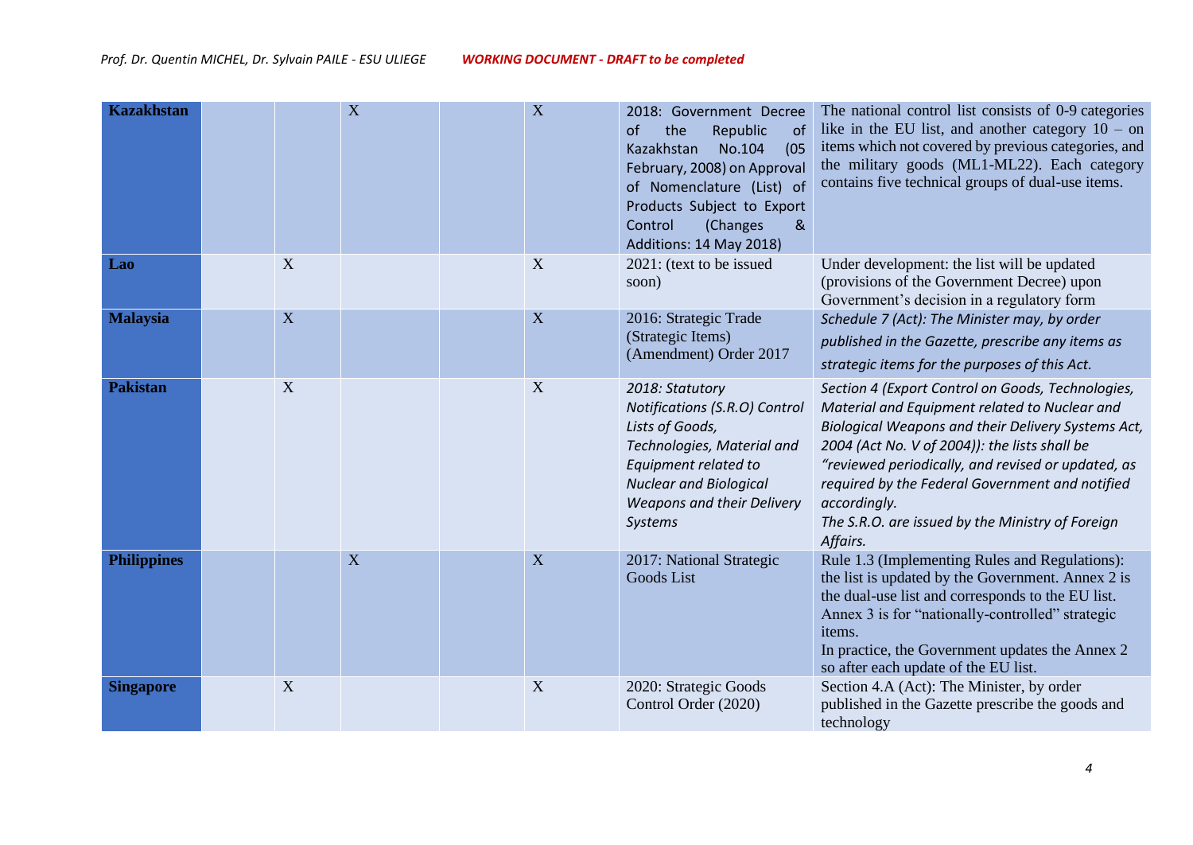| | | | | | | | |
|---|---|---|---|---|---|---|---|
| **Kazakhstan** | | | X | | X | 2018: Government Decree of the Republic of Kazakhstan No.104 (05 February, 2008) on Approval of Nomenclature (List) of Products Subject to Export Control (Changes & Additions: 14 May 2018) | The national control list consists of 0-9 categories like in the EU list, and another category 10 – on items which not covered by previous categories, and the military goods (ML1-ML22). Each category contains five technical groups of dual-use items. |
| **Lao** | | X | | | X | 2021: (text to be issued soon) | Under development: the list will be updated (provisions of the Government Decree) upon Government's decision in a regulatory form |
| **Malaysia** | | X | | | X | 2016: Strategic Trade (Strategic Items) (Amendment) Order 2017 | *Schedule 7 (Act): The Minister may, by order published in the Gazette, prescribe any items as strategic items for the purposes of this Act.* |
| **Pakistan** | | X | | | X | *2018: Statutory Notifications (S.R.O) Control Lists of Goods, Technologies, Material and Equipment related to Nuclear and Biological Weapons and their Delivery Systems* | *Section 4 (Export Control on Goods, Technologies, Material and Equipment related to Nuclear and Biological Weapons and their Delivery Systems Act, 2004 (Act No. V of 2004)): the lists shall be "reviewed periodically, and revised or updated, as required by the Federal Government and notified accordingly.* *The S.R.O. are issued by the Ministry of Foreign Affairs.* |
| **Philippines** | | | X | | X | 2017: National Strategic Goods List | Rule 1.3 (Implementing Rules and Regulations): the list is updated by the Government. Annex 2 is the dual-use list and corresponds to the EU list. Annex 3 is for "nationally-controlled" strategic items. In practice, the Government updates the Annex 2 so after each update of the EU list. |
| **Singapore** | | X | | | X | 2020: Strategic Goods Control Order (2020) | Section 4.A (Act): The Minister, by order published in the Gazette prescribe the goods and technology |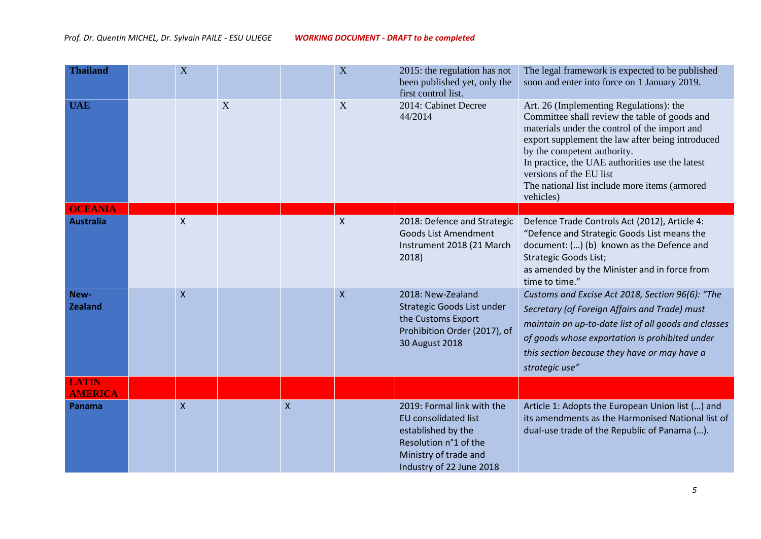| | | | | | | | |
|---|---|---|---|---|---|---|---|
| **Thailand** | | X | | | X | 2015: the regulation has not been published yet, only the first control list. | The legal framework is expected to be published soon and enter into force on 1 January 2019. |
| **UAE** | | | X | | X | 2014: Cabinet Decree 44/2014 | Art. 26 (Implementing Regulations): the Committee shall review the table of goods and materials under the control of the import and export supplement the law after being introduced by the competent authority.<br>In practice, the UAE authorities use the latest versions of the EU list<br>The national list include more items (armored vehicles) |
| **OCEANIA** | | | | | | | |
| **Australia** | | X | | | X | 2018: Defence and Strategic Goods List Amendment Instrument 2018 (21 March 2018) | Defence Trade Controls Act (2012), Article 4: "Defence and Strategic Goods List means the document: (…) (b) known as the Defence and Strategic Goods List;<br>as amended by the Minister and in force from time to time." |
| **New-Zealand** | | X | | | X | 2018: New-Zealand Strategic Goods List under the Customs Export Prohibition Order (2017), of 30 August 2018 | *Customs and Excise Act 2018, Section 96(6): "The Secretary (of Foreign Affairs and Trade) must maintain an up-to-date list of all goods and classes of goods whose exportation is prohibited under this section because they have or may have a strategic use"* |
| **LATIN AMERICA** | | | | | | | |
| **Panama** | | X | | X | | 2019: Formal link with the EU consolidated list established by the Resolution n°1 of the Ministry of trade and Industry of 22 June 2018 | Article 1: Adopts the European Union list (…) and its amendments as the Harmonised National list of dual-use trade of the Republic of Panama (…). |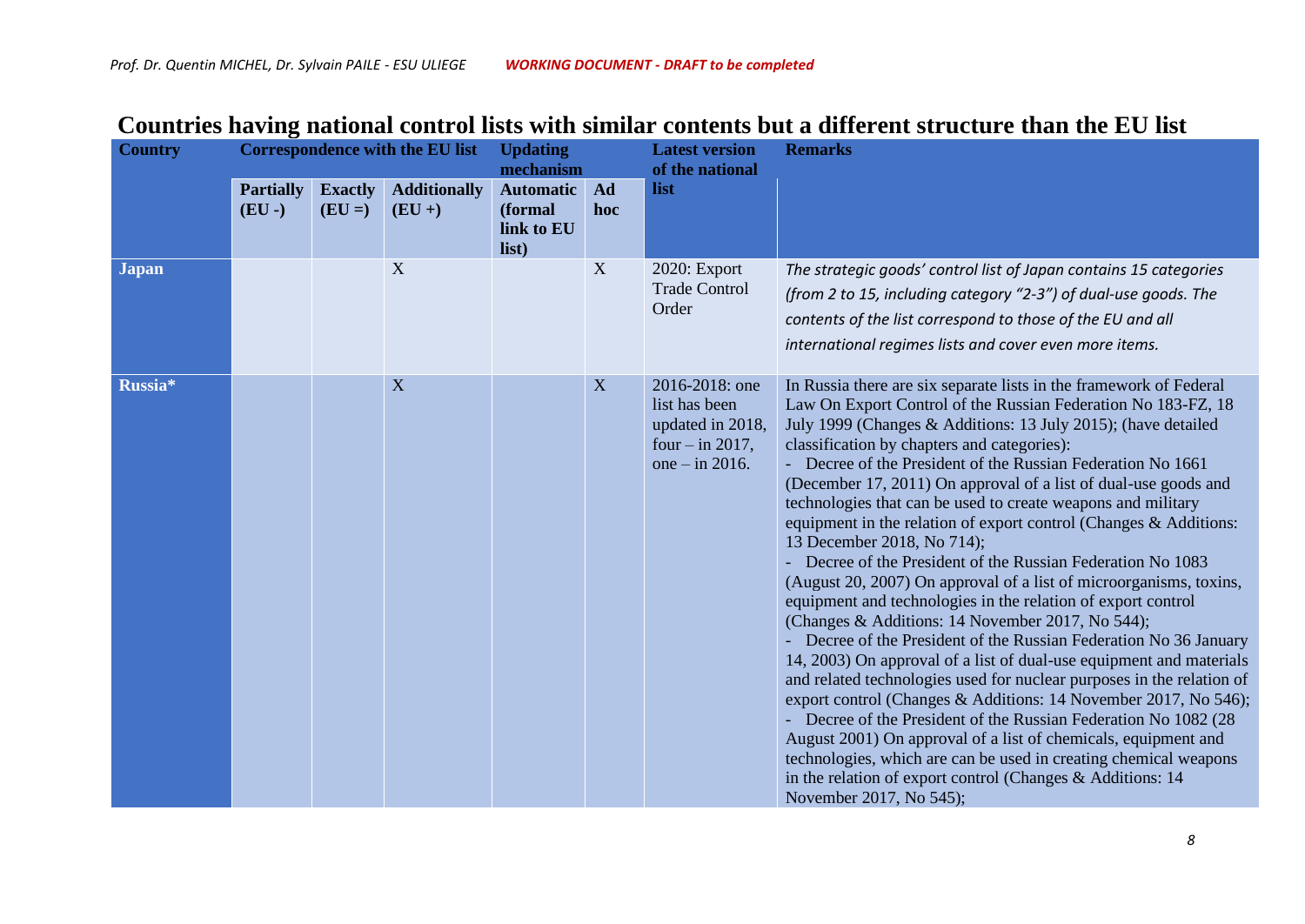## Countries having national control lists with similar contents but a different structure than the EU list

| Country | Correspondence with the EU list | | | Updating mechanism | | Latest version of the national list | Remarks |
|---|---|---|---|---|---|---|---|
| | Partially (EU -) | Exactly (EU =) | Additionally (EU +) | Automatic (formal link to EU list) | Ad hoc | | |
| **Japan** | | | X | | X | 2020: Export Trade Control Order | *The strategic goods' control list of Japan contains 15 categories (from 2 to 15, including category "2-3") of dual-use goods. The contents of the list correspond to those of the EU and all international regimes lists and cover even more items.* |
| **Russia*** | | | X | | X | 2016-2018: one list has been updated in 2018, four – in 2017, one – in 2016. | In Russia there are six separate lists in the framework of Federal Law On Export Control of the Russian Federation No 183-FZ, 18 July 1999 (Changes & Additions: 13 July 2015); (have detailed classification by chapters and categories):<br>- Decree of the President of the Russian Federation No 1661 (December 17, 2011) On approval of a list of dual-use goods and technologies that can be used to create weapons and military equipment in the relation of export control (Changes & Additions: 13 December 2018, No 714);<br>- Decree of the President of the Russian Federation No 1083 (August 20, 2007) On approval of a list of microorganisms, toxins, equipment and technologies in the relation of export control (Changes & Additions: 14 November 2017, No 544);<br>- Decree of the President of the Russian Federation No 36 January 14, 2003) On approval of a list of dual-use equipment and materials and related technologies used for nuclear purposes in the relation of export control (Changes & Additions: 14 November 2017, No 546);<br>- Decree of the President of the Russian Federation No 1082 (28 August 2001) On approval of a list of chemicals, equipment and technologies, which are can be used in creating chemical weapons in the relation of export control (Changes & Additions: 14 November 2017, No 545); |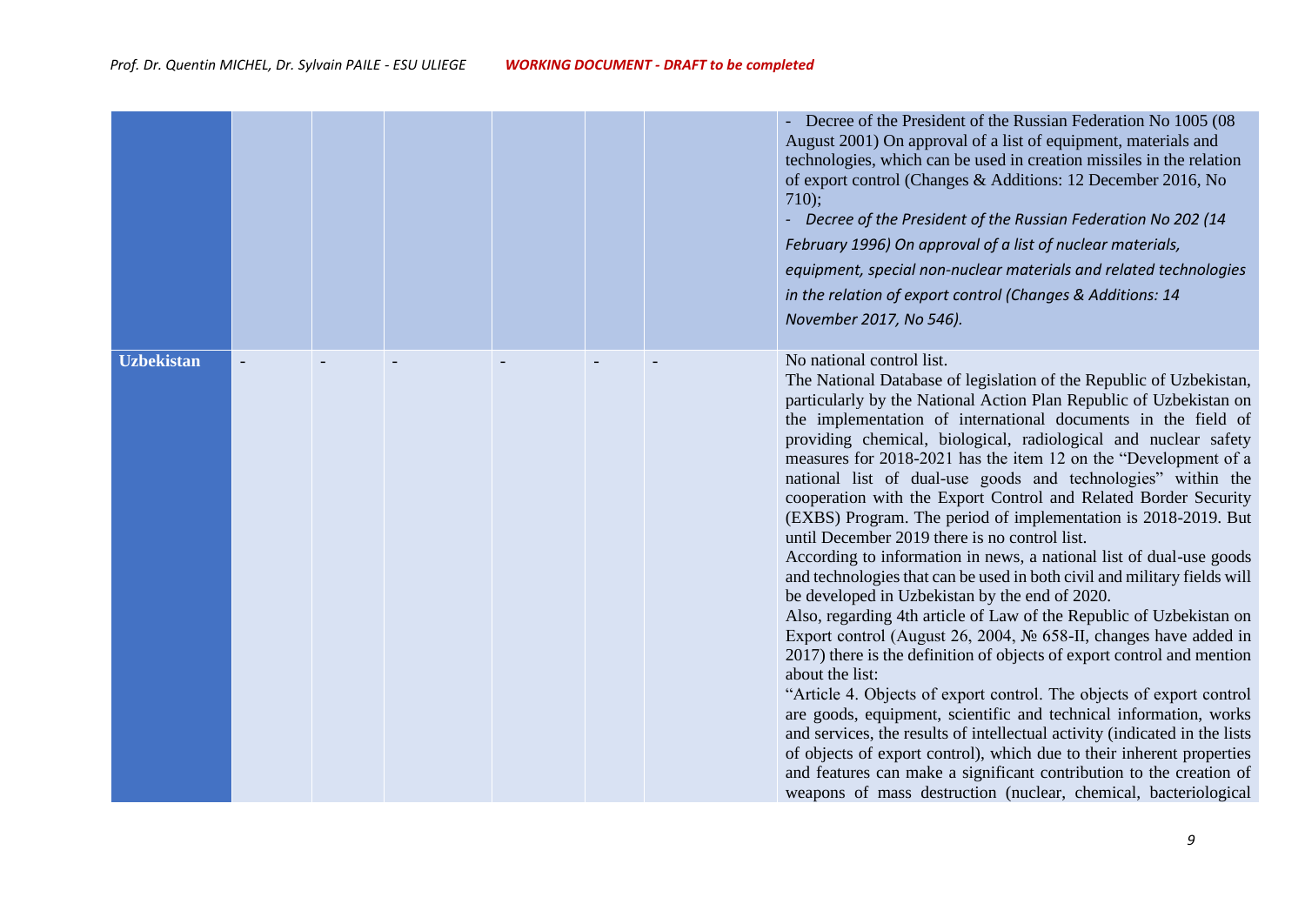| | | | | | | | |
|---|---|---|---|---|---|---|---|
| | | | | | | | - Decree of the President of the Russian Federation No 1005 (08 August 2001) On approval of a list of equipment, materials and technologies, which can be used in creation missiles in the relation of export control (Changes & Additions: 12 December 2016, No 710);<br>- *Decree of the President of the Russian Federation No 202 (14 February 1996) On approval of a list of nuclear materials, equipment, special non-nuclear materials and related technologies in the relation of export control (Changes & Additions: 14 November 2017, No 546).* |
| **Uzbekistan** | - | - | - | - | - | - | No national control list.<br>The National Database of legislation of the Republic of Uzbekistan, particularly by the National Action Plan Republic of Uzbekistan on the implementation of international documents in the field of providing chemical, biological, radiological and nuclear safety measures for 2018-2021 has the item 12 on the "Development of a national list of dual-use goods and technologies" within the cooperation with the Export Control and Related Border Security (EXBS) Program. The period of implementation is 2018-2019. But until December 2019 there is no control list.<br>According to information in news, a national list of dual-use goods and technologies that can be used in both civil and military fields will be developed in Uzbekistan by the end of 2020.<br>Also, regarding 4th article of Law of the Republic of Uzbekistan on Export control (August 26, 2004, № 658-II, changes have added in 2017) there is the definition of objects of export control and mention about the list:<br>"Article 4. Objects of export control. The objects of export control are goods, equipment, scientific and technical information, works and services, the results of intellectual activity (indicated in the lists of objects of export control), which due to their inherent properties and features can make a significant contribution to the creation of weapons of mass destruction (nuclear, chemical, bacteriological |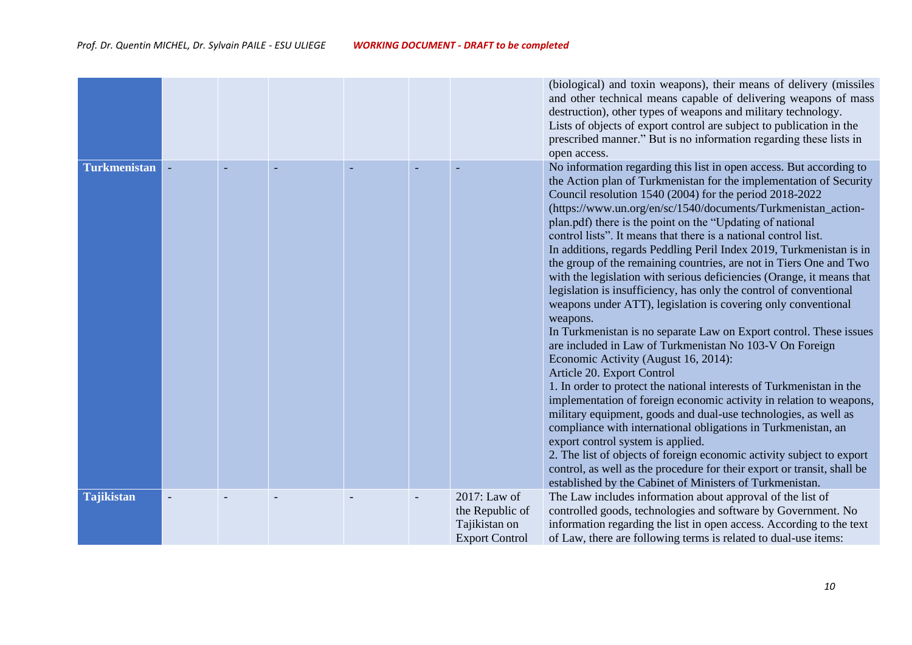| | | | | | | | |
|---|---|---|---|---|---|---|---|
| | | | | | | | (biological) and toxin weapons), their means of delivery (missiles and other technical means capable of delivering weapons of mass destruction), other types of weapons and military technology.<br>Lists of objects of export control are subject to publication in the prescribed manner." But is no information regarding these lists in open access. |
| **Turkmenistan** | - | - | - | - | - | - | No information regarding this list in open access. But according to the Action plan of Turkmenistan for the implementation of Security Council resolution 1540 (2004) for the period 2018-2022 (https://www.un.org/en/sc/1540/documents/Turkmenistan_action-plan.pdf) there is the point on the "Updating of national control lists". It means that there is a national control list.<br>In additions, regards Peddling Peril Index 2019, Turkmenistan is in the group of the remaining countries, are not in Tiers One and Two with the legislation with serious deficiencies (Orange, it means that legislation is insufficiency, has only the control of conventional weapons under ATT), legislation is covering only conventional weapons.<br>In Turkmenistan is no separate Law on Export control. These issues are included in Law of Turkmenistan No 103-V On Foreign Economic Activity (August 16, 2014):<br>Article 20. Export Control<br>1. In order to protect the national interests of Turkmenistan in the implementation of foreign economic activity in relation to weapons, military equipment, goods and dual-use technologies, as well as compliance with international obligations in Turkmenistan, an export control system is applied.<br>2. The list of objects of foreign economic activity subject to export control, as well as the procedure for their export or transit, shall be established by the Cabinet of Ministers of Turkmenistan. |
| **Tajikistan** | - | - | - | - | - | 2017: Law of the Republic of Tajikistan on Export Control | The Law includes information about approval of the list of controlled goods, technologies and software by Government. No information regarding the list in open access. According to the text of Law, there are following terms is related to dual-use items: |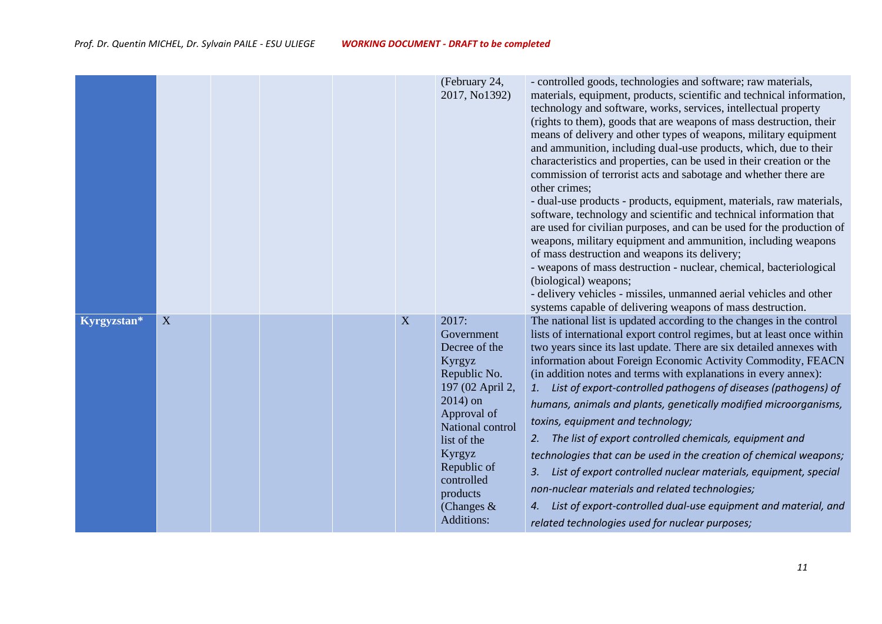| | | | | | | | |
|---|---|---|---|---|---|---|---|
| | | | | | | (February 24, 2017, No1392) | - controlled goods, technologies and software; raw materials, materials, equipment, products, scientific and technical information, technology and software, works, services, intellectual property (rights to them), goods that are weapons of mass destruction, their means of delivery and other types of weapons, military equipment and ammunition, including dual-use products, which, due to their characteristics and properties, can be used in their creation or the commission of terrorist acts and sabotage and whether there are other crimes;<br>- dual-use products - products, equipment, materials, raw materials, software, technology and scientific and technical information that are used for civilian purposes, and can be used for the production of weapons, military equipment and ammunition, including weapons of mass destruction and weapons its delivery;<br>- weapons of mass destruction - nuclear, chemical, bacteriological (biological) weapons;<br>- delivery vehicles - missiles, unmanned aerial vehicles and other systems capable of delivering weapons of mass destruction. |
| **Kyrgyzstan*** | X | | | | X | 2017: Government Decree of the Kyrgyz Republic No. 197 (02 April 2, 2014) on Approval of National control list of the Kyrgyz Republic of controlled products (Changes & Additions: | The national list is updated according to the changes in the control lists of international export control regimes, but at least once within two years since its last update. There are six detailed annexes with information about Foreign Economic Activity Commodity, FEACN (in addition notes and terms with explanations in every annex):<br>1. *List of export-controlled pathogens of diseases (pathogens) of humans, animals and plants, genetically modified microorganisms, toxins, equipment and technology;*<br>2. *The list of export controlled chemicals, equipment and technologies that can be used in the creation of chemical weapons;*<br>3. *List of export controlled nuclear materials, equipment, special non-nuclear materials and related technologies;*<br>4. *List of export-controlled dual-use equipment and material, and related technologies used for nuclear purposes;* |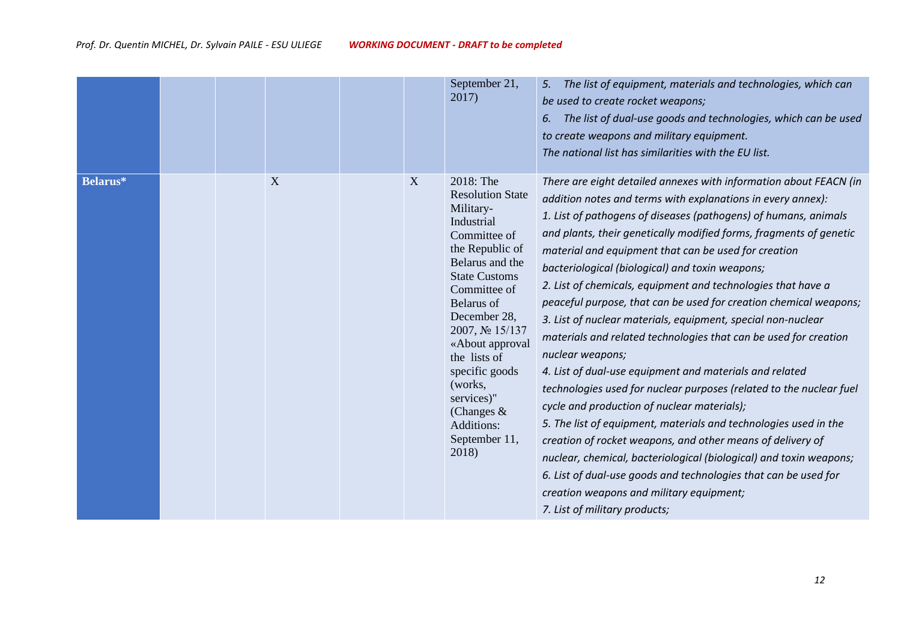|  |  |  |  |  |  |  |  |
|---|---|---|---|---|---|---|---|
|  |  |  |  |  |  | September 21, 2017) | *5. The list of equipment, materials and technologies, which can be used to create rocket weapons;*<br>*6. The list of dual-use goods and technologies, which can be used to create weapons and military equipment.*<br>*The national list has similarities with the EU list.* |
| **Belarus*** |  |  | X |  | X | 2018: The Resolution State Military-Industrial Committee of the Republic of Belarus and the State Customs Committee of Belarus of December 28, 2007, № 15/137 «About approval the lists of specific goods (works, services)" (Changes & Additions: September 11, 2018) | *There are eight detailed annexes with information about FEACN (in addition notes and terms with explanations in every annex):*<br>*1. List of pathogens of diseases (pathogens) of humans, animals and plants, their genetically modified forms, fragments of genetic material and equipment that can be used for creation bacteriological (biological) and toxin weapons;*<br>*2. List of chemicals, equipment and technologies that have a peaceful purpose, that can be used for creation chemical weapons;*<br>*3. List of nuclear materials, equipment, special non-nuclear materials and related technologies that can be used for creation nuclear weapons;*<br>*4. List of dual-use equipment and materials and related technologies used for nuclear purposes (related to the nuclear fuel cycle and production of nuclear materials);*<br>*5. The list of equipment, materials and technologies used in the creation of rocket weapons, and other means of delivery of nuclear, chemical, bacteriological (biological) and toxin weapons;*<br>*6. List of dual-use goods and technologies that can be used for creation weapons and military equipment;*<br>*7. List of military products;* |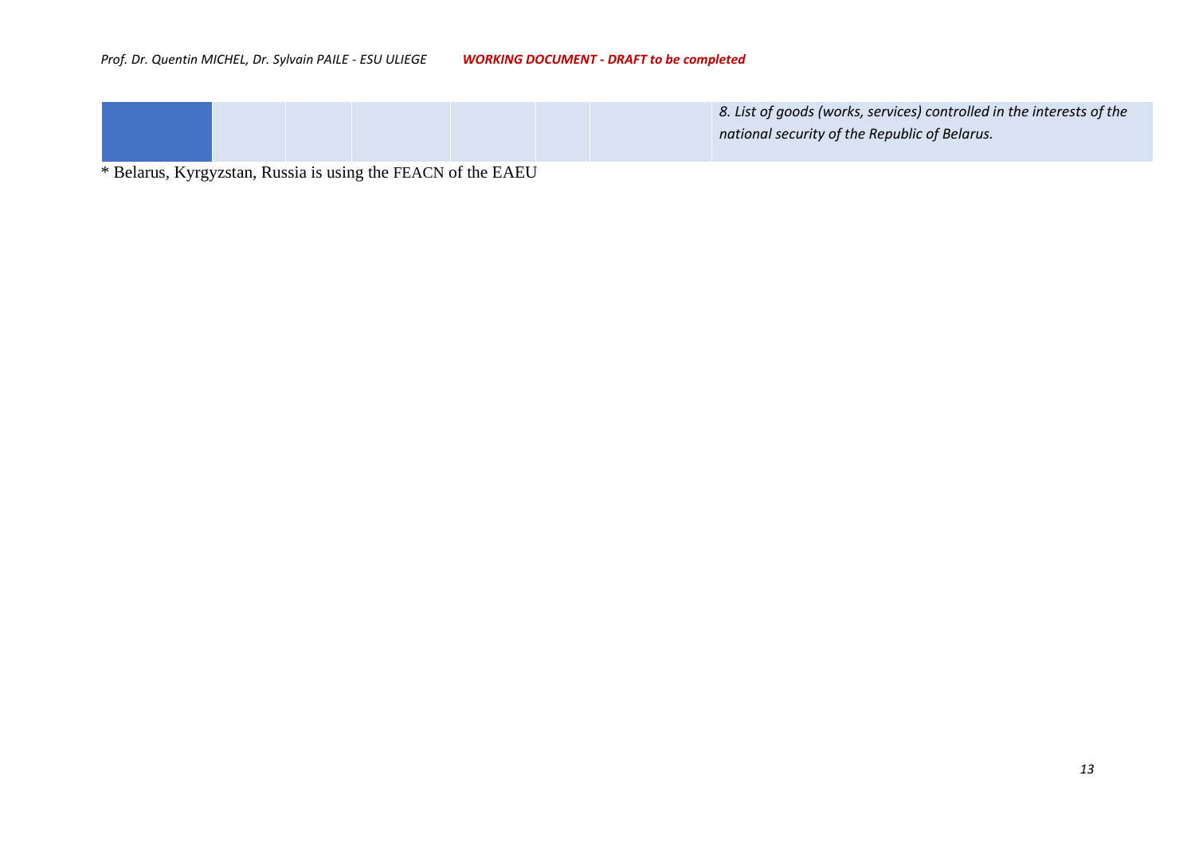| | | | | | | | |
|---|---|---|---|---|---|---|---|
| | | | | | | | *8. List of goods (works, services) controlled in the interests of the national security of the Republic of Belarus.* |

* Belarus, Kyrgyzstan, Russia is using the FEACN of the EAEU